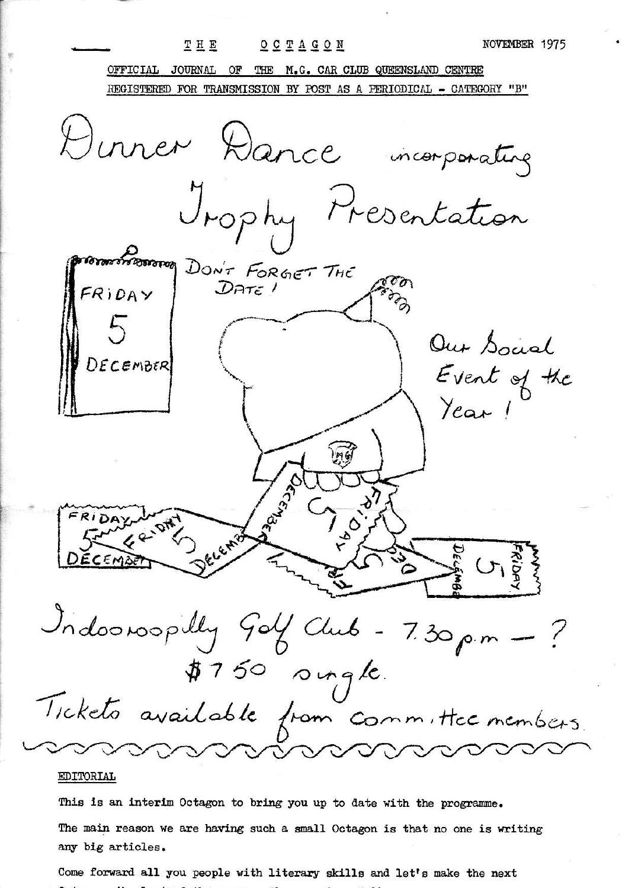# THE OCTAGON

NOVEMBER 1975

OFFICIAL JOURNAL OF THE M.G. CAR CLUB QUEENSLAND CENTRE

REGISTERED FOR TRANSMISSION BY POST AS A PERIODICAL - CATEGORY "B"

## Dinner Dance incorporating Trophy Presentation

FRIDAY 5 DECEMBER

DON'T FORGET THE DATE!

Our Social Event of the Year!

Indooroopilly Golf Club - 7.30 p.m - ?

$7.50 single.

Tickets available from committee members.

## EDITORIAL

This is an interim Octagon to bring you up to date with the programme.

The main reason we are having such a small Octagon is that no one is writing any big articles.

Come forward all you people with literary skills and let's make the next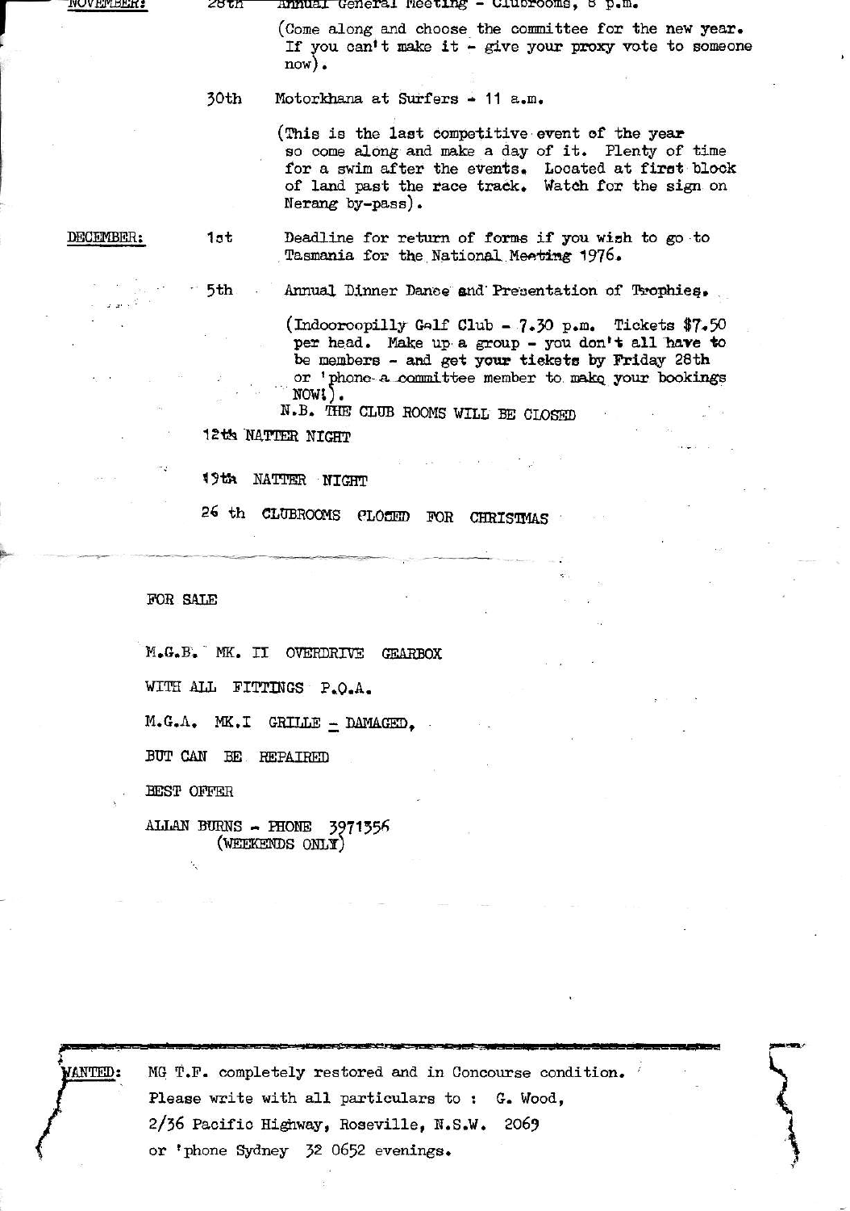NOVEMBER: 28th Annual General Meeting - Clubrooms, 8 p.m.

(Come along and choose the committee for the new year. If you can't make it - give your proxy vote to someone now).

30th Motorkhana at Surfers - 11 a.m.

(This is the last competitive event of the year so come along and make a day of it. Plenty of time for a swim after the events. Located at first block of land past the race track. Watch for the sign on Nerang by-pass).

DECEMBER: 1st Deadline for return of forms if you wish to go to Tasmania for the National Meeting 1976.

5th Annual Dinner Dance and Presentation of Trophies.

(Indooroopilly Golf Club - 7.30 p.m. Tickets $7.50 per head. Make up a group - you don't all have to be members - and get your tickets by Friday 28th or 'phone a committee member to make your bookings NOW!).

N.B. THE CLUB ROOMS WILL BE CLOSED

12th NATTER NIGHT

19th NATTER NIGHT

26 th CLUBROOMS CLOSED FOR CHRISTMAS

---

FOR SALE

M.G.B. MK. II OVERDRIVE GEARBOX

WITH ALL FITTINGS P.O.A.

M.G.A. MK.I GRILLE - DAMAGED,

BUT CAN BE REPAIRED

BEST OFFER

ALLAN BURNS - PHONE 3971356
(WEEKENDS ONLY)

---

WANTED: MG T.F. completely restored and in Concourse condition. Please write with all particulars to : G. Wood, 2/36 Pacific Highway, Roseville, N.S.W. 2069 or 'phone Sydney 32 0652 evenings.